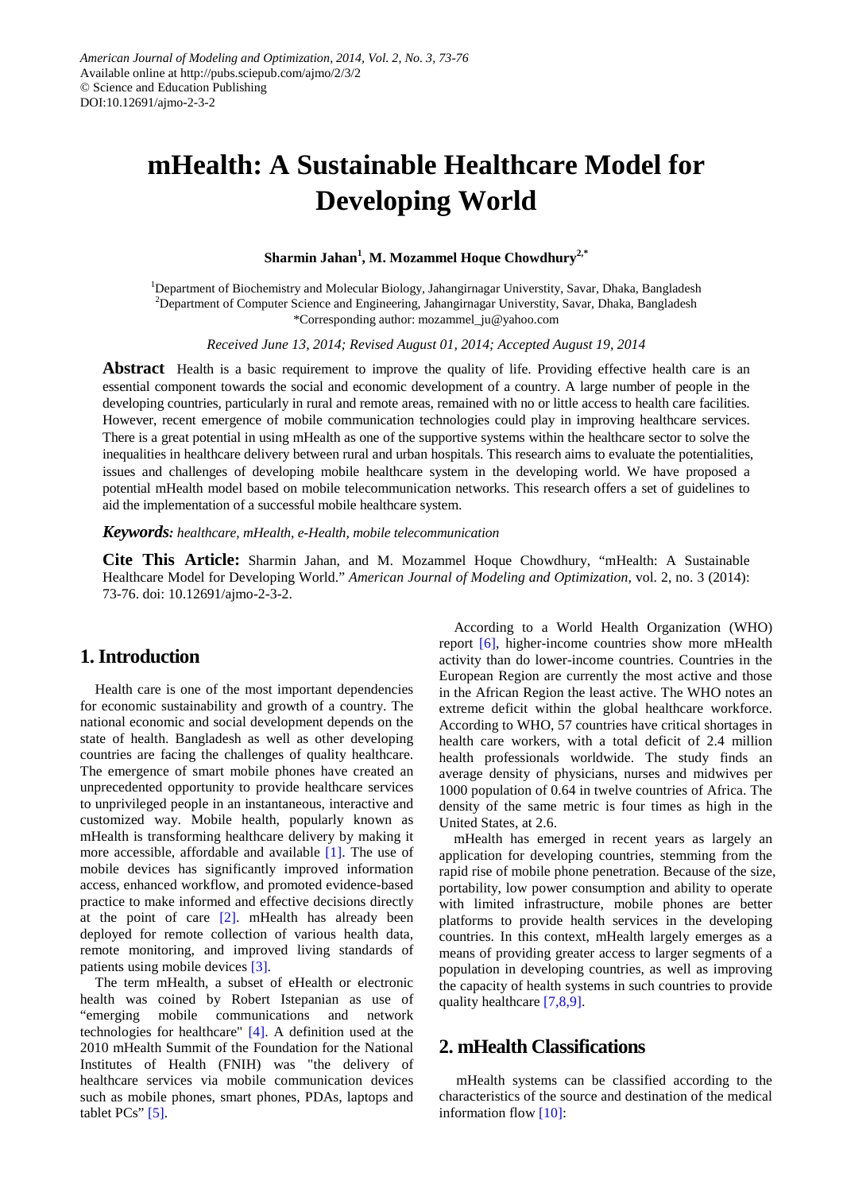American Journal of Modeling and Optimization, 2014, Vol. 2, No. 3, 73-76
Available online at http://pubs.sciepub.com/ajmo/2/3/2
© Science and Education Publishing
DOI:10.12691/ajmo-2-3-2

# mHealth: A Sustainable Healthcare Model for Developing World

**Sharmin Jahan[1], M. Mozammel Hoque Chowdhury[2,*]**

[1]Department of Biochemistry and Molecular Biology, Jahangirnagar Universtity, Savar, Dhaka, Bangladesh
[2]Department of Computer Science and Engineering, Jahangirnagar Universtity, Savar, Dhaka, Bangladesh
*Corresponding author: mozammel_ju@yahoo.com

*Received June 13, 2014; Revised August 01, 2014; Accepted August 19, 2014*

**Abstract** Health is a basic requirement to improve the quality of life. Providing effective health care is an essential component towards the social and economic development of a country. A large number of people in the developing countries, particularly in rural and remote areas, remained with no or little access to health care facilities. However, recent emergence of mobile communication technologies could play in improving healthcare services. There is a great potential in using mHealth as one of the supportive systems within the healthcare sector to solve the inequalities in healthcare delivery between rural and urban hospitals. This research aims to evaluate the potentialities, issues and challenges of developing mobile healthcare system in the developing world. We have proposed a potential mHealth model based on mobile telecommunication networks. This research offers a set of guidelines to aid the implementation of a successful mobile healthcare system.

***Keywords:*** *healthcare, mHealth, e-Health, mobile telecommunication*

**Cite This Article:** Sharmin Jahan, and M. Mozammel Hoque Chowdhury, "mHealth: A Sustainable Healthcare Model for Developing World." *American Journal of Modeling and Optimization*, vol. 2, no. 3 (2014): 73-76. doi: 10.12691/ajmo-2-3-2.

## 1. Introduction

Health care is one of the most important dependencies for economic sustainability and growth of a country. The national economic and social development depends on the state of health. Bangladesh as well as other developing countries are facing the challenges of quality healthcare. The emergence of smart mobile phones have created an unprecedented opportunity to provide healthcare services to unprivileged people in an instantaneous, interactive and customized way. Mobile health, popularly known as mHealth is transforming healthcare delivery by making it more accessible, affordable and available [1]. The use of mobile devices has significantly improved information access, enhanced workflow, and promoted evidence-based practice to make informed and effective decisions directly at the point of care [2]. mHealth has already been deployed for remote collection of various health data, remote monitoring, and improved living standards of patients using mobile devices [3].

The term mHealth, a subset of eHealth or electronic health was coined by Robert Istepanian as use of "emerging mobile communications and network technologies for healthcare" [4]. A definition used at the 2010 mHealth Summit of the Foundation for the National Institutes of Health (FNIH) was "the delivery of healthcare services via mobile communication devices such as mobile phones, smart phones, PDAs, laptops and tablet PCs" [5].

According to a World Health Organization (WHO) report [6], higher-income countries show more mHealth activity than do lower-income countries. Countries in the European Region are currently the most active and those in the African Region the least active. The WHO notes an extreme deficit within the global healthcare workforce. According to WHO, 57 countries have critical shortages in health care workers, with a total deficit of 2.4 million health professionals worldwide. The study finds an average density of physicians, nurses and midwives per 1000 population of 0.64 in twelve countries of Africa. The density of the same metric is four times as high in the United States, at 2.6.

mHealth has emerged in recent years as largely an application for developing countries, stemming from the rapid rise of mobile phone penetration. Because of the size, portability, low power consumption and ability to operate with limited infrastructure, mobile phones are better platforms to provide health services in the developing countries. In this context, mHealth largely emerges as a means of providing greater access to larger segments of a population in developing countries, as well as improving the capacity of health systems in such countries to provide quality healthcare [7,8,9].

## 2. mHealth Classifications

mHealth systems can be classified according to the characteristics of the source and destination of the medical information flow [10]: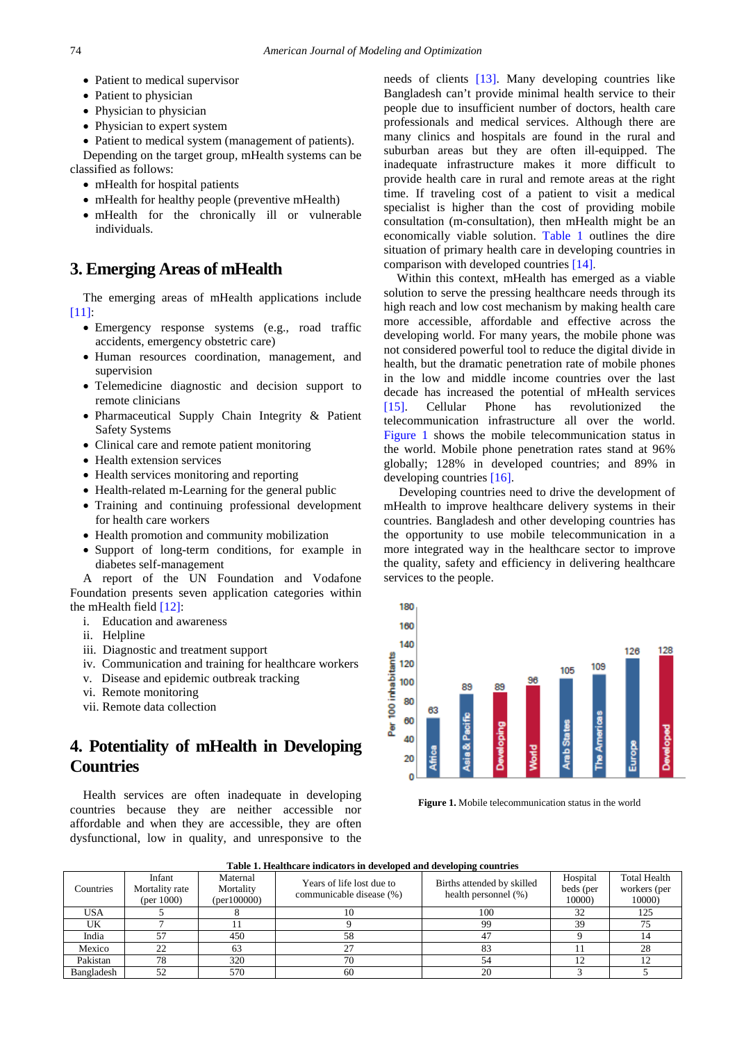- Patient to medical supervisor
- Patient to physician
- Physician to physician
- Physician to expert system
- Patient to medical system (management of patients).

Depending on the target group, mHealth systems can be classified as follows:

- mHealth for hospital patients
- mHealth for healthy people (preventive mHealth)
- mHealth for the chronically ill or vulnerable individuals.

## 3. Emerging Areas of mHealth

The emerging areas of mHealth applications include [11]:

- Emergency response systems (e.g., road traffic accidents, emergency obstetric care)
- Human resources coordination, management, and supervision
- Telemedicine diagnostic and decision support to remote clinicians
- Pharmaceutical Supply Chain Integrity & Patient Safety Systems
- Clinical care and remote patient monitoring
- Health extension services
- Health services monitoring and reporting
- Health-related m-Learning for the general public
- Training and continuing professional development for health care workers
- Health promotion and community mobilization
- Support of long-term conditions, for example in diabetes self-management

A report of the UN Foundation and Vodafone Foundation presents seven application categories within the mHealth field [12]:

i. Education and awareness
ii. Helpline
iii. Diagnostic and treatment support
iv. Communication and training for healthcare workers
v. Disease and epidemic outbreak tracking
vi. Remote monitoring
vii. Remote data collection

## 4. Potentiality of mHealth in Developing Countries

Health services are often inadequate in developing countries because they are neither accessible nor affordable and when they are accessible, they are often dysfunctional, low in quality, and unresponsive to the needs of clients [13]. Many developing countries like Bangladesh can't provide minimal health service to their people due to insufficient number of doctors, health care professionals and medical services. Although there are many clinics and hospitals are found in the rural and suburban areas but they are often ill-equipped. The inadequate infrastructure makes it more difficult to provide health care in rural and remote areas at the right time. If traveling cost of a patient to visit a medical specialist is higher than the cost of providing mobile consultation (m-consultation), then mHealth might be an economically viable solution. Table 1 outlines the dire situation of primary health care in developing countries in comparison with developed countries [14].

Within this context, mHealth has emerged as a viable solution to serve the pressing healthcare needs through its high reach and low cost mechanism by making health care more accessible, affordable and effective across the developing world. For many years, the mobile phone was not considered powerful tool to reduce the digital divide in health, but the dramatic penetration rate of mobile phones in the low and middle income countries over the last decade has increased the potential of mHealth services [15]. Cellular Phone has revolutionized the telecommunication infrastructure all over the world. Figure 1 shows the mobile telecommunication status in the world. Mobile phone penetration rates stand at 96% globally; 128% in developed countries; and 89% in developing countries [16].

Developing countries need to drive the development of mHealth to improve healthcare delivery systems in their countries. Bangladesh and other developing countries has the opportunity to use mobile telecommunication in a more integrated way in the healthcare sector to improve the quality, safety and efficiency in delivering healthcare services to the people.

**Figure 1.** Mobile telecommunication status in the world

**Table 1. Healthcare indicators in developed and developing countries**

| Countries | Infant Mortality rate (per 1000) | Maternal Mortality (per100000) | Years of life lost due to communicable disease (%) | Births attended by skilled health personnel (%) | Hospital beds (per 10000) | Total Health workers (per 10000) |
|---|---|---|---|---|---|---|
| USA | 5 | 8 | 10 | 100 | 32 | 125 |
| UK | 7 | 11 | 9 | 99 | 39 | 75 |
| India | 57 | 450 | 58 | 47 | 9 | 14 |
| Mexico | 22 | 63 | 27 | 83 | 11 | 28 |
| Pakistan | 78 | 320 | 70 | 54 | 12 | 12 |
| Bangladesh | 52 | 570 | 60 | 20 | 3 | 5 |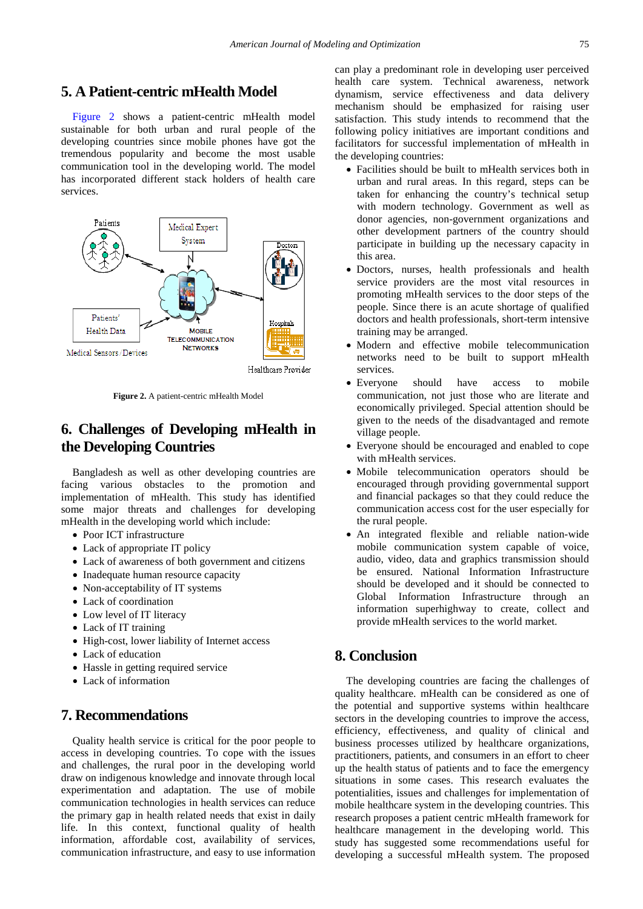## 5. A Patient-centric mHealth Model

Figure 2 shows a patient-centric mHealth model sustainable for both urban and rural people of the developing countries since mobile phones have got the tremendous popularity and become the most usable communication tool in the developing world. The model has incorporated different stack holders of health care services.

**Figure 2.** A patient-centric mHealth Model

## 6. Challenges of Developing mHealth in the Developing Countries

Bangladesh as well as other developing countries are facing various obstacles to the promotion and implementation of mHealth. This study has identified some major threats and challenges for developing mHealth in the developing world which include:

- Poor ICT infrastructure
- Lack of appropriate IT policy
- Lack of awareness of both government and citizens
- Inadequate human resource capacity
- Non-acceptability of IT systems
- Lack of coordination
- Low level of IT literacy
- Lack of IT training
- High-cost, lower liability of Internet access
- Lack of education
- Hassle in getting required service
- Lack of information

## 7. Recommendations

Quality health service is critical for the poor people to access in developing countries. To cope with the issues and challenges, the rural poor in the developing world draw on indigenous knowledge and innovate through local experimentation and adaptation. The use of mobile communication technologies in health services can reduce the primary gap in health related needs that exist in daily life. In this context, functional quality of health information, affordable cost, availability of services, communication infrastructure, and easy to use information can play a predominant role in developing user perceived health care system. Technical awareness, network dynamism, service effectiveness and data delivery mechanism should be emphasized for raising user satisfaction. This study intends to recommend that the following policy initiatives are important conditions and facilitators for successful implementation of mHealth in the developing countries:

- Facilities should be built to mHealth services both in urban and rural areas. In this regard, steps can be taken for enhancing the country's technical setup with modern technology. Government as well as donor agencies, non-government organizations and other development partners of the country should participate in building up the necessary capacity in this area.
- Doctors, nurses, health professionals and health service providers are the most vital resources in promoting mHealth services to the door steps of the people. Since there is an acute shortage of qualified doctors and health professionals, short-term intensive training may be arranged.
- Modern and effective mobile telecommunication networks need to be built to support mHealth services.
- Everyone should have access to mobile communication, not just those who are literate and economically privileged. Special attention should be given to the needs of the disadvantaged and remote village people.
- Everyone should be encouraged and enabled to cope with mHealth services.
- Mobile telecommunication operators should be encouraged through providing governmental support and financial packages so that they could reduce the communication access cost for the user especially for the rural people.
- An integrated flexible and reliable nation-wide mobile communication system capable of voice, audio, video, data and graphics transmission should be ensured. National Information Infrastructure should be developed and it should be connected to Global Information Infrastructure through an information superhighway to create, collect and provide mHealth services to the world market.

## 8. Conclusion

The developing countries are facing the challenges of quality healthcare. mHealth can be considered as one of the potential and supportive systems within healthcare sectors in the developing countries to improve the access, efficiency, effectiveness, and quality of clinical and business processes utilized by healthcare organizations, practitioners, patients, and consumers in an effort to cheer up the health status of patients and to face the emergency situations in some cases. This research evaluates the potentialities, issues and challenges for implementation of mobile healthcare system in the developing countries. This research proposes a patient centric mHealth framework for healthcare management in the developing world. This study has suggested some recommendations useful for developing a successful mHealth system. The proposed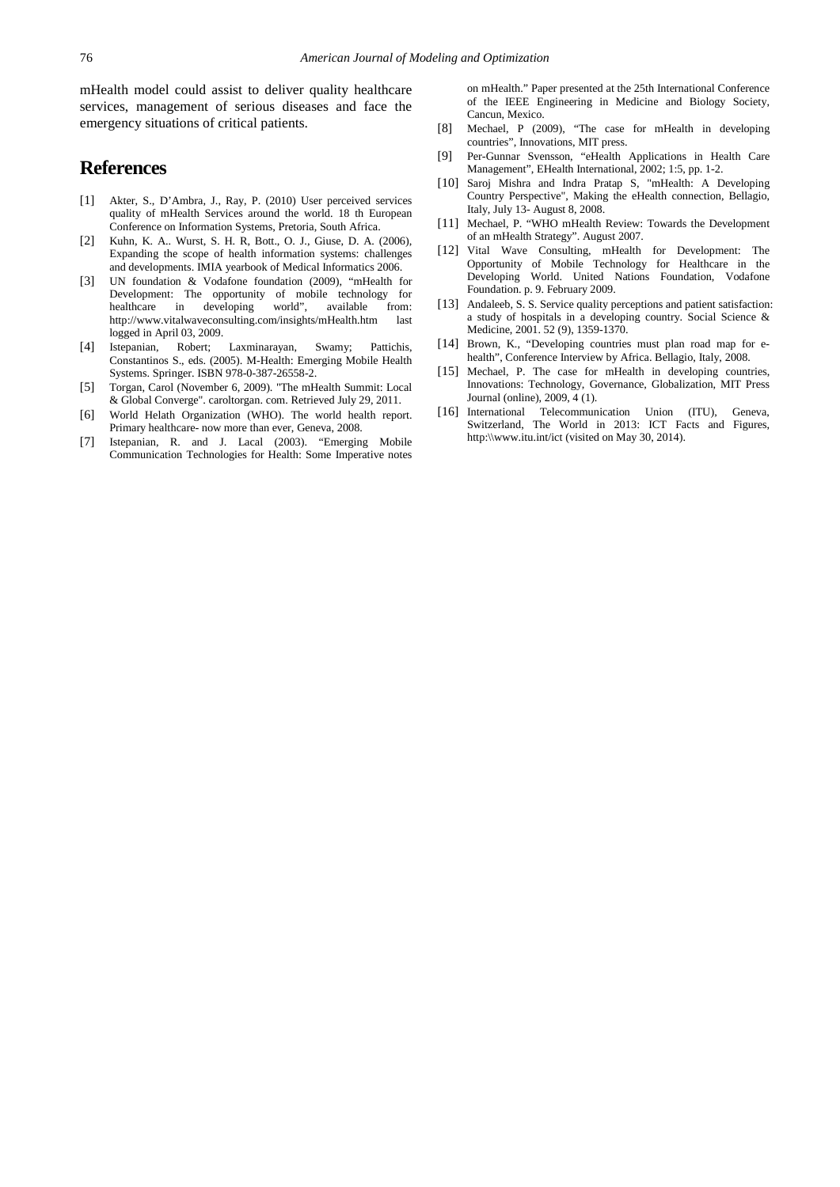mHealth model could assist to deliver quality healthcare services, management of serious diseases and face the emergency situations of critical patients.

# References

[1] Akter, S., D'Ambra, J., Ray, P. (2010) User perceived services quality of mHealth Services around the world. 18 th European Conference on Information Systems, Pretoria, South Africa.

[2] Kuhn, K. A.. Wurst, S. H. R, Bott., O. J., Giuse, D. A. (2006), Expanding the scope of health information systems: challenges and developments. IMIA yearbook of Medical Informatics 2006.

[3] UN foundation & Vodafone foundation (2009), "mHealth for Development: The opportunity of mobile technology for healthcare in developing world", available from: http://www.vitalwaveconsulting.com/insights/mHealth.htm last logged in April 03, 2009.

[4] Istepanian, Robert; Laxminarayan, Swamy; Pattichis, Constantinos S., eds. (2005). M-Health: Emerging Mobile Health Systems. Springer. ISBN 978-0-387-26558-2.

[5] Torgan, Carol (November 6, 2009). "The mHealth Summit: Local & Global Converge". caroltorgan. com. Retrieved July 29, 2011.

[6] World Helath Organization (WHO). The world health report. Primary healthcare- now more than ever, Geneva, 2008.

[7] Istepanian, R. and J. Lacal (2003). "Emerging Mobile Communication Technologies for Health: Some Imperative notes on mHealth." Paper presented at the 25th International Conference of the IEEE Engineering in Medicine and Biology Society, Cancun, Mexico.

[8] Mechael, P (2009), "The case for mHealth in developing countries", Innovations, MIT press.

[9] Per-Gunnar Svensson, "eHealth Applications in Health Care Management", EHealth International, 2002; 1:5, pp. 1-2.

[10] Saroj Mishra and Indra Pratap S, "mHealth: A Developing Country Perspective", Making the eHealth connection, Bellagio, Italy, July 13- August 8, 2008.

[11] Mechael, P. "WHO mHealth Review: Towards the Development of an mHealth Strategy". August 2007.

[12] Vital Wave Consulting, mHealth for Development: The Opportunity of Mobile Technology for Healthcare in the Developing World. United Nations Foundation, Vodafone Foundation. p. 9. February 2009.

[13] Andaleeb, S. S. Service quality perceptions and patient satisfaction: a study of hospitals in a developing country. Social Science & Medicine, 2001. 52 (9), 1359-1370.

[14] Brown, K., "Developing countries must plan road map for e-health", Conference Interview by Africa. Bellagio, Italy, 2008.

[15] Mechael, P. The case for mHealth in developing countries, Innovations: Technology, Governance, Globalization, MIT Press Journal (online), 2009, 4 (1).

[16] International Telecommunication Union (ITU), Geneva, Switzerland, The World in 2013: ICT Facts and Figures, http:\\www.itu.int/ict (visited on May 30, 2014).